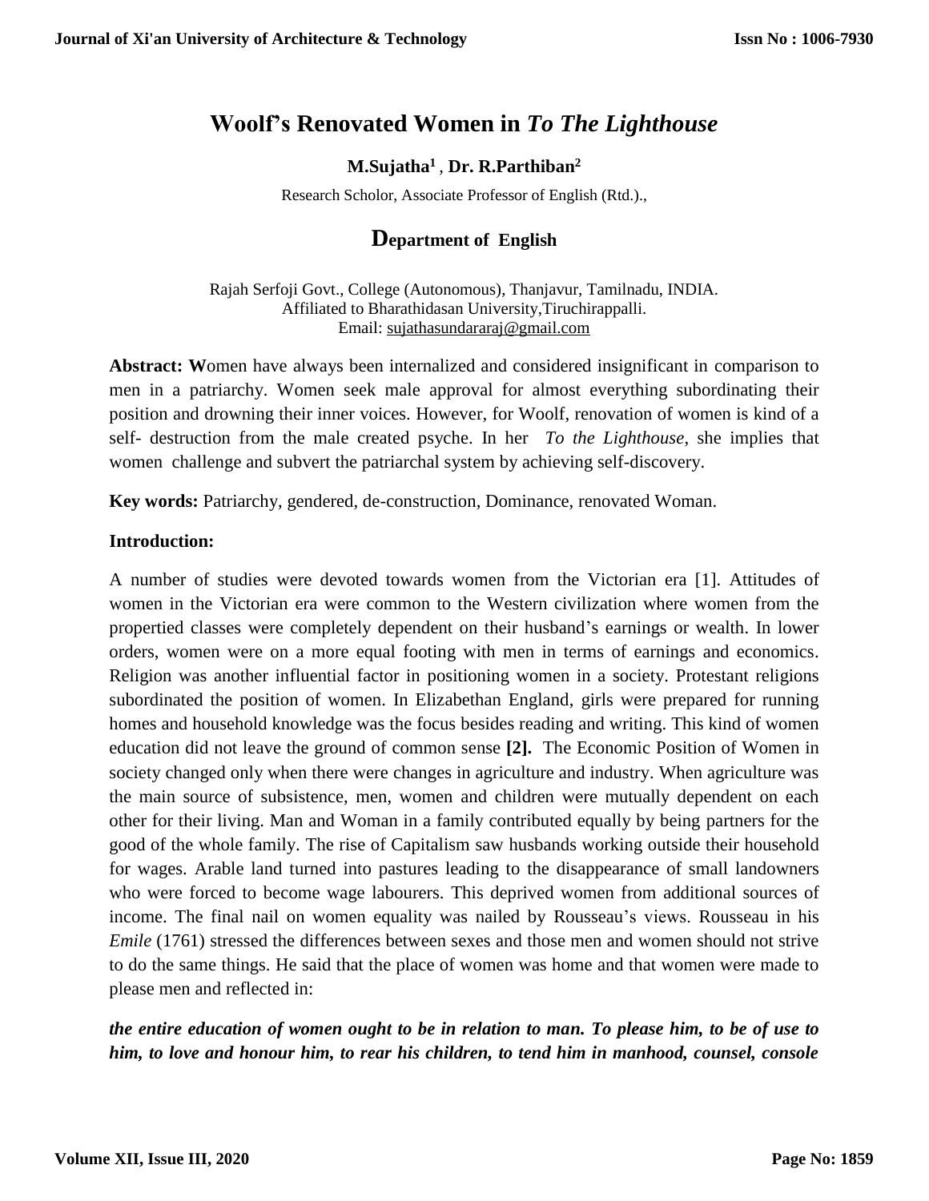# Woolf's Renovated Women in *To The Lighthouse*

**M.Sujatha[1] , Dr. R.Parthiban[2]**

Research Scholor, Associate Professor of English (Rtd.).,

## Department of English

Rajah Serfoji Govt., College (Autonomous), Thanjavur, Tamilnadu, INDIA.
Affiliated to Bharathidasan University,Tiruchirappalli.
Email: sujathasundararaj@gmail.com

**Abstract: W**omen have always been internalized and considered insignificant in comparison to men in a patriarchy. Women seek male approval for almost everything subordinating their position and drowning their inner voices. However, for Woolf, renovation of women is kind of a self- destruction from the male created psyche. In her *To the Lighthouse*, she implies that women challenge and subvert the patriarchal system by achieving self-discovery.

**Key words:** Patriarchy, gendered, de-construction, Dominance, renovated Woman.

**Introduction:**

A number of studies were devoted towards women from the Victorian era [1]. Attitudes of women in the Victorian era were common to the Western civilization where women from the propertied classes were completely dependent on their husband's earnings or wealth. In lower orders, women were on a more equal footing with men in terms of earnings and economics. Religion was another influential factor in positioning women in a society. Protestant religions subordinated the position of women. In Elizabethan England, girls were prepared for running homes and household knowledge was the focus besides reading and writing. This kind of women education did not leave the ground of common sense **[2].** The Economic Position of Women in society changed only when there were changes in agriculture and industry. When agriculture was the main source of subsistence, men, women and children were mutually dependent on each other for their living. Man and Woman in a family contributed equally by being partners for the good of the whole family. The rise of Capitalism saw husbands working outside their household for wages. Arable land turned into pastures leading to the disappearance of small landowners who were forced to become wage labourers. This deprived women from additional sources of income. The final nail on women equality was nailed by Rousseau's views. Rousseau in his *Emile* (1761) stressed the differences between sexes and those men and women should not strive to do the same things. He said that the place of women was home and that women were made to please men and reflected in:

***the entire education of women ought to be in relation to man. To please him, to be of use to him, to love and honour him, to rear his children, to tend him in manhood, counsel, console***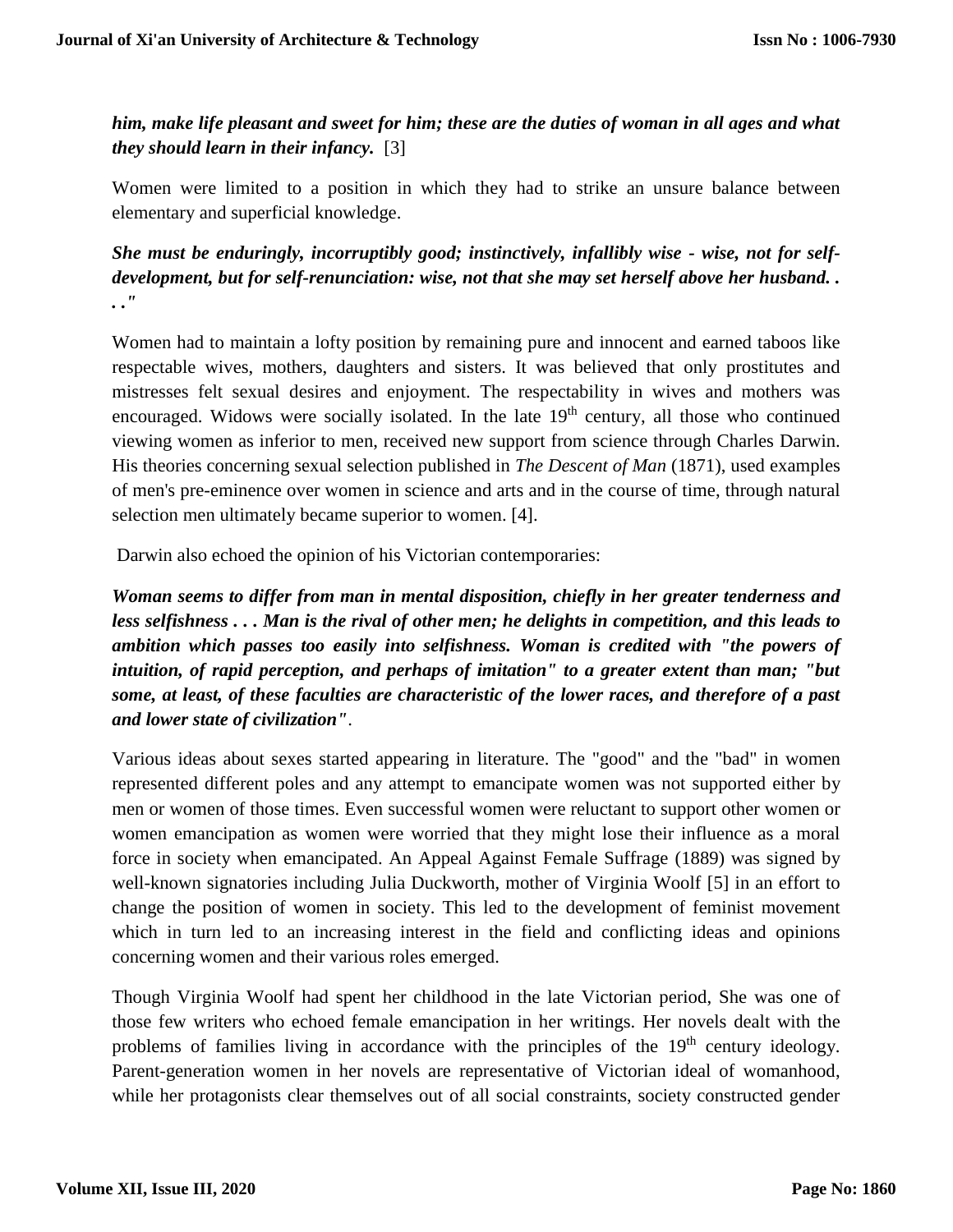***him, make life pleasant and sweet for him; these are the duties of woman in all ages and what they should learn in their infancy.*** [3]

Women were limited to a position in which they had to strike an unsure balance between elementary and superficial knowledge.

***She must be enduringly, incorruptibly good; instinctively, infallibly wise - wise, not for self-development, but for self-renunciation: wise, not that she may set herself above her husband. . . ."***

Women had to maintain a lofty position by remaining pure and innocent and earned taboos like respectable wives, mothers, daughters and sisters. It was believed that only prostitutes and mistresses felt sexual desires and enjoyment. The respectability in wives and mothers was encouraged. Widows were socially isolated. In the late 19th century, all those who continued viewing women as inferior to men, received new support from science through Charles Darwin. His theories concerning sexual selection published in *The Descent of Man* (1871), used examples of men's pre-eminence over women in science and arts and in the course of time, through natural selection men ultimately became superior to women. [4].

Darwin also echoed the opinion of his Victorian contemporaries:

***Woman seems to differ from man in mental disposition, chiefly in her greater tenderness and less selfishness . . . Man is the rival of other men; he delights in competition, and this leads to ambition which passes too easily into selfishness. Woman is credited with "the powers of intuition, of rapid perception, and perhaps of imitation" to a greater extent than man; "but some, at least, of these faculties are characteristic of the lower races, and therefore of a past and lower state of civilization"***.

Various ideas about sexes started appearing in literature. The "good" and the "bad" in women represented different poles and any attempt to emancipate women was not supported either by men or women of those times. Even successful women were reluctant to support other women or women emancipation as women were worried that they might lose their influence as a moral force in society when emancipated. An Appeal Against Female Suffrage (1889) was signed by well-known signatories including Julia Duckworth, mother of Virginia Woolf [5] in an effort to change the position of women in society. This led to the development of feminist movement which in turn led to an increasing interest in the field and conflicting ideas and opinions concerning women and their various roles emerged.

Though Virginia Woolf had spent her childhood in the late Victorian period, She was one of those few writers who echoed female emancipation in her writings. Her novels dealt with the problems of families living in accordance with the principles of the 19th century ideology. Parent-generation women in her novels are representative of Victorian ideal of womanhood, while her protagonists clear themselves out of all social constraints, society constructed gender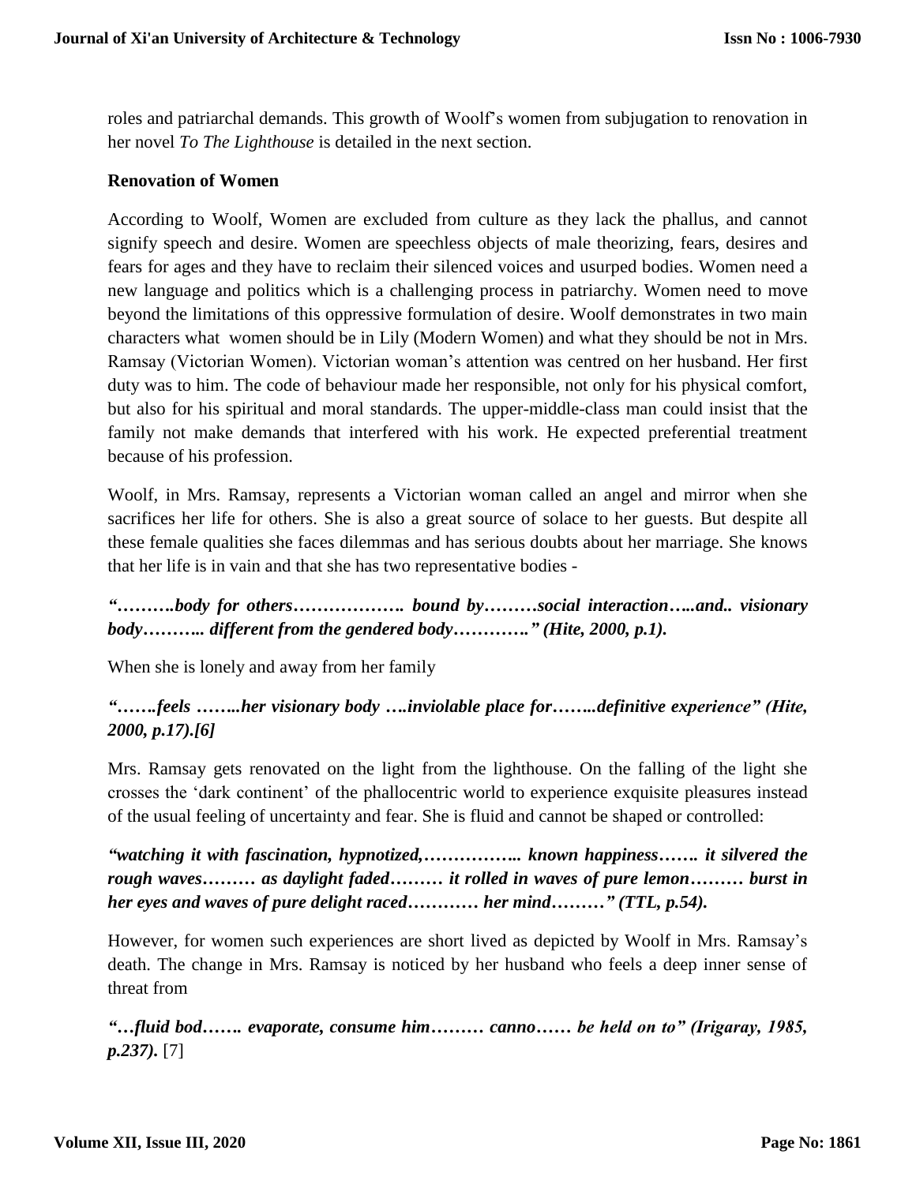roles and patriarchal demands. This growth of Woolf's women from subjugation to renovation in her novel *To The Lighthouse* is detailed in the next section.

**Renovation of Women**

According to Woolf, Women are excluded from culture as they lack the phallus, and cannot signify speech and desire. Women are speechless objects of male theorizing, fears, desires and fears for ages and they have to reclaim their silenced voices and usurped bodies. Women need a new language and politics which is a challenging process in patriarchy. Women need to move beyond the limitations of this oppressive formulation of desire. Woolf demonstrates in two main characters what women should be in Lily (Modern Women) and what they should be not in Mrs. Ramsay (Victorian Women). Victorian woman's attention was centred on her husband. Her first duty was to him. The code of behaviour made her responsible, not only for his physical comfort, but also for his spiritual and moral standards. The upper-middle-class man could insist that the family not make demands that interfered with his work. He expected preferential treatment because of his profession.

Woolf, in Mrs. Ramsay, represents a Victorian woman called an angel and mirror when she sacrifices her life for others. She is also a great source of solace to her guests. But despite all these female qualities she faces dilemmas and has serious doubts about her marriage. She knows that her life is in vain and that she has two representative bodies -

***"……….body for others………………. bound by………social interaction…..and.. visionary body……….. different from the gendered body…………." (Hite, 2000, p.1).***

When she is lonely and away from her family

***"…….feels ……..her visionary body ….inviolable place for……..definitive experience" (Hite, 2000, p.17).[6]***

Mrs. Ramsay gets renovated on the light from the lighthouse. On the falling of the light she crosses the 'dark continent' of the phallocentric world to experience exquisite pleasures instead of the usual feeling of uncertainty and fear. She is fluid and cannot be shaped or controlled:

***"watching it with fascination, hypnotized,…………….. known happiness……. it silvered the rough waves……… as daylight faded……… it rolled in waves of pure lemon……… burst in her eyes and waves of pure delight raced………… her mind………" (TTL, p.54).***

However, for women such experiences are short lived as depicted by Woolf in Mrs. Ramsay's death. The change in Mrs. Ramsay is noticed by her husband who feels a deep inner sense of threat from

***"…fluid bod……. evaporate, consume him……… canno…… be held on to" (Irigaray, 1985, p.237).*** [7]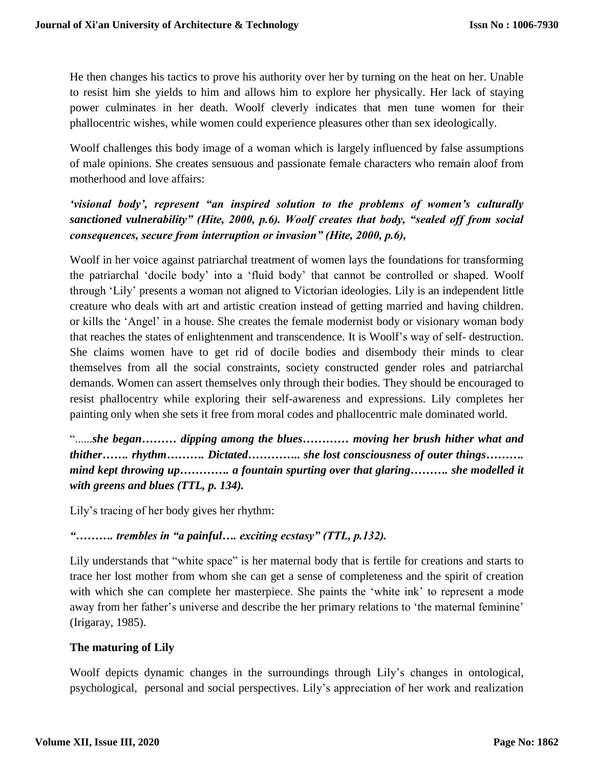He then changes his tactics to prove his authority over her by turning on the heat on her. Unable to resist him she yields to him and allows him to explore her physically. Her lack of staying power culminates in her death. Woolf cleverly indicates that men tune women for their phallocentric wishes, while women could experience pleasures other than sex ideologically.

Woolf challenges this body image of a woman which is largely influenced by false assumptions of male opinions. She creates sensuous and passionate female characters who remain aloof from motherhood and love affairs:

***'visional body', represent "an inspired solution to the problems of women's culturally sanctioned vulnerability" (Hite, 2000, p.6). Woolf creates that body, "sealed off from social consequences, secure from interruption or invasion" (Hite, 2000, p.6),***

Woolf in her voice against patriarchal treatment of women lays the foundations for transforming the patriarchal 'docile body' into a 'fluid body' that cannot be controlled or shaped. Woolf through 'Lily' presents a woman not aligned to Victorian ideologies. Lily is an independent little creature who deals with art and artistic creation instead of getting married and having children. or kills the 'Angel' in a house. She creates the female modernist body or visionary woman body that reaches the states of enlightenment and transcendence. It is Woolf's way of self- destruction. She claims women have to get rid of docile bodies and disembody their minds to clear themselves from all the social constraints, society constructed gender roles and patriarchal demands. Women can assert themselves only through their bodies. They should be encouraged to resist phallocentry while exploring their self-awareness and expressions. Lily completes her painting only when she sets it free from moral codes and phallocentric male dominated world.

"……***she began……… dipping among the blues………… moving her brush hither what and thither……. rhythm………. Dictated………….. she lost consciousness of outer things………. mind kept throwing up…………. a fountain spurting over that glaring………. she modelled it with greens and blues (TTL, p. 134).***

Lily's tracing of her body gives her rhythm:

***"………. trembles in "a painful…. exciting ecstasy" (TTL, p.132).***

Lily understands that "white space" is her maternal body that is fertile for creations and starts to trace her lost mother from whom she can get a sense of completeness and the spirit of creation with which she can complete her masterpiece. She paints the 'white ink' to represent a mode away from her father's universe and describe the her primary relations to 'the maternal feminine' (Irigaray, 1985).

**The maturing of Lily**

Woolf depicts dynamic changes in the surroundings through Lily's changes in ontological, psychological, personal and social perspectives. Lily's appreciation of her work and realization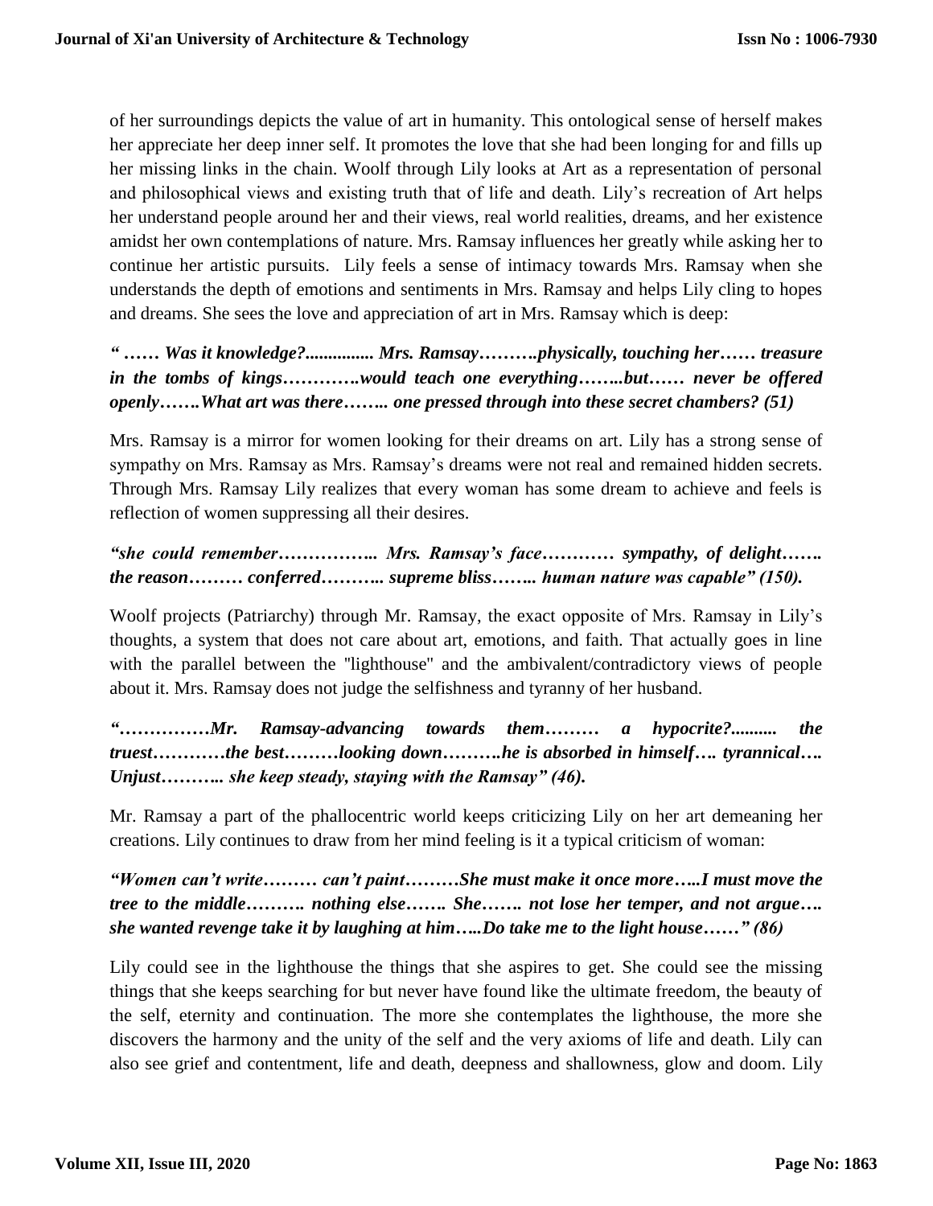of her surroundings depicts the value of art in humanity. This ontological sense of herself makes her appreciate her deep inner self. It promotes the love that she had been longing for and fills up her missing links in the chain. Woolf through Lily looks at Art as a representation of personal and philosophical views and existing truth that of life and death. Lily's recreation of Art helps her understand people around her and their views, real world realities, dreams, and her existence amidst her own contemplations of nature. Mrs. Ramsay influences her greatly while asking her to continue her artistic pursuits. Lily feels a sense of intimacy towards Mrs. Ramsay when she understands the depth of emotions and sentiments in Mrs. Ramsay and helps Lily cling to hopes and dreams. She sees the love and appreciation of art in Mrs. Ramsay which is deep:

***" …… Was it knowledge?............... Mrs. Ramsay……….physically, touching her…… treasure in the tombs of kings………….would teach one everything……..but…… never be offered openly…….What art was there…….. one pressed through into these secret chambers? (51)***

Mrs. Ramsay is a mirror for women looking for their dreams on art. Lily has a strong sense of sympathy on Mrs. Ramsay as Mrs. Ramsay's dreams were not real and remained hidden secrets. Through Mrs. Ramsay Lily realizes that every woman has some dream to achieve and feels is reflection of women suppressing all their desires.

***"she could remember…………….. Mrs. Ramsay's face………… sympathy, of delight……. the reason……… conferred……….. supreme bliss…….. human nature was capable" (150).***

Woolf projects (Patriarchy) through Mr. Ramsay, the exact opposite of Mrs. Ramsay in Lily's thoughts, a system that does not care about art, emotions, and faith. That actually goes in line with the parallel between the "lighthouse" and the ambivalent/contradictory views of people about it. Mrs. Ramsay does not judge the selfishness and tyranny of her husband.

***"……………Mr. Ramsay-advancing towards them……… a hypocrite?.......... the truest…………the best………looking down……….he is absorbed in himself…. tyrannical…. Unjust……….. she keep steady, staying with the Ramsay" (46).***

Mr. Ramsay a part of the phallocentric world keeps criticizing Lily on her art demeaning her creations. Lily continues to draw from her mind feeling is it a typical criticism of woman:

***"Women can't write……… can't paint………She must make it once more…..I must move the tree to the middle………. nothing else……. She……. not lose her temper, and not argue…. she wanted revenge take it by laughing at him…..Do take me to the light house……" (86)***

Lily could see in the lighthouse the things that she aspires to get. She could see the missing things that she keeps searching for but never have found like the ultimate freedom, the beauty of the self, eternity and continuation. The more she contemplates the lighthouse, the more she discovers the harmony and the unity of the self and the very axioms of life and death. Lily can also see grief and contentment, life and death, deepness and shallowness, glow and doom. Lily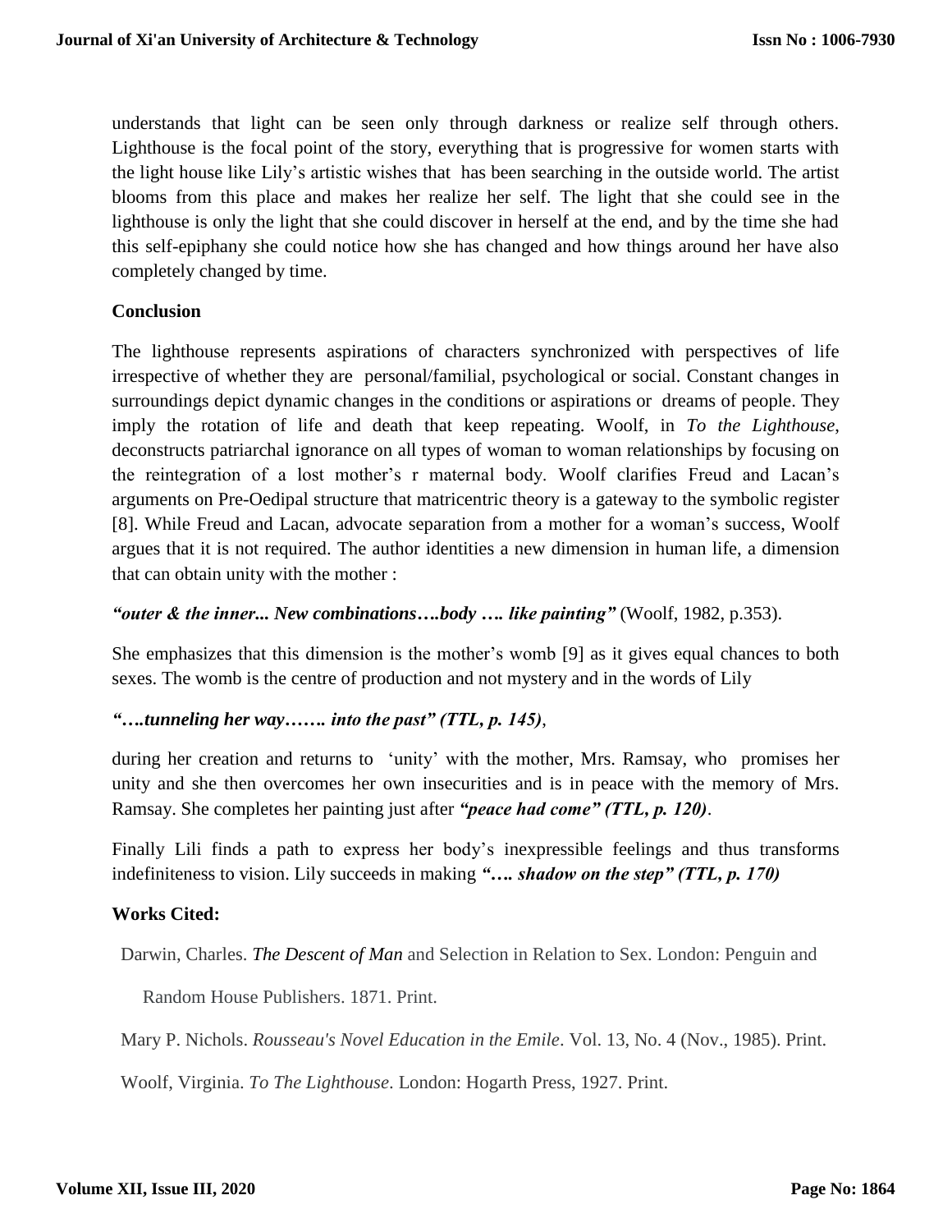understands that light can be seen only through darkness or realize self through others. Lighthouse is the focal point of the story, everything that is progressive for women starts with the light house like Lily's artistic wishes that has been searching in the outside world. The artist blooms from this place and makes her realize her self. The light that she could see in the lighthouse is only the light that she could discover in herself at the end, and by the time she had this self-epiphany she could notice how she has changed and how things around her have also completely changed by time.

**Conclusion**

The lighthouse represents aspirations of characters synchronized with perspectives of life irrespective of whether they are personal/familial, psychological or social. Constant changes in surroundings depict dynamic changes in the conditions or aspirations or dreams of people. They imply the rotation of life and death that keep repeating. Woolf, in *To the Lighthouse*, deconstructs patriarchal ignorance on all types of woman to woman relationships by focusing on the reintegration of a lost mother's r maternal body. Woolf clarifies Freud and Lacan's arguments on Pre-Oedipal structure that matricentric theory is a gateway to the symbolic register [8]. While Freud and Lacan, advocate separation from a mother for a woman's success, Woolf argues that it is not required. The author identities a new dimension in human life, a dimension that can obtain unity with the mother :

***"outer & the inner... New combinations….body …. like painting"*** (Woolf, 1982, p.353).

She emphasizes that this dimension is the mother's womb [9] as it gives equal chances to both sexes. The womb is the centre of production and not mystery and in the words of Lily

***"….tunneling her way……. into the past" (TTL, p. 145)***,

during her creation and returns to 'unity' with the mother, Mrs. Ramsay, who promises her unity and she then overcomes her own insecurities and is in peace with the memory of Mrs. Ramsay. She completes her painting just after ***"peace had come" (TTL, p. 120)***.

Finally Lili finds a path to express her body's inexpressible feelings and thus transforms indefiniteness to vision. Lily succeeds in making ***"…. shadow on the step" (TTL, p. 170)***

**Works Cited:**

Darwin, Charles. *The Descent of Man* and Selection in Relation to Sex. London: Penguin and Random House Publishers. 1871. Print.

Mary P. Nichols. *Rousseau's Novel Education in the Emile*. Vol. 13, No. 4 (Nov., 1985). Print.

Woolf, Virginia. *To The Lighthouse*. London: Hogarth Press, 1927. Print.